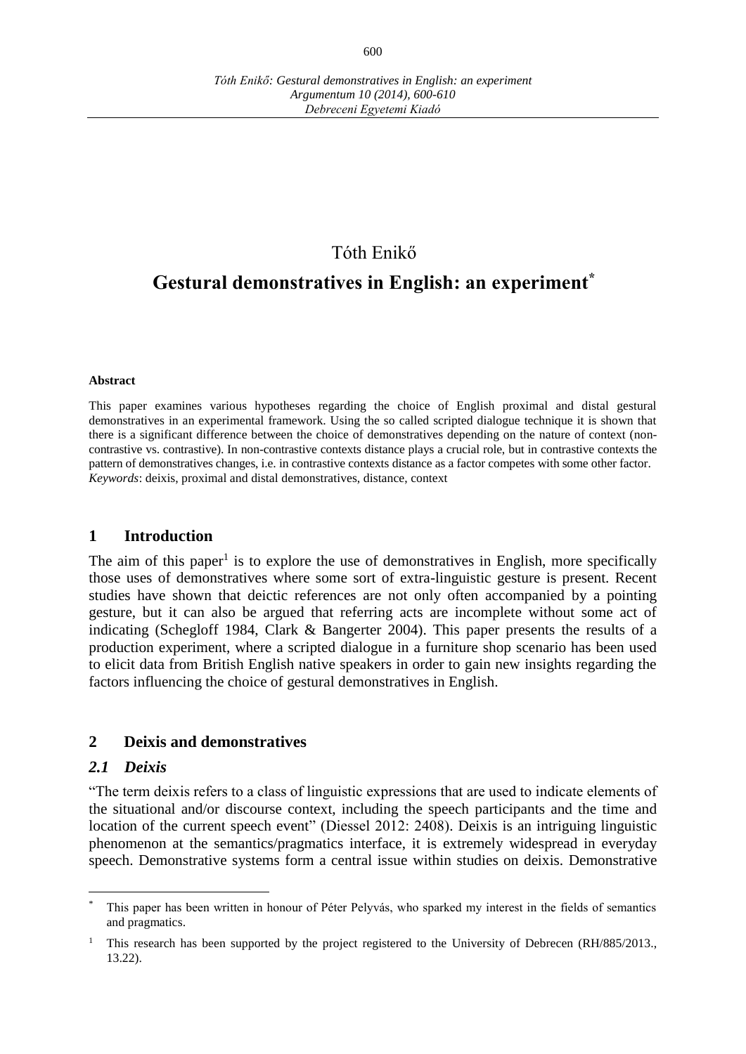Tóth Enikő

# Gestural demonstratives in English: an experiment[*]

**Abstract**

This paper examines various hypotheses regarding the choice of English proximal and distal gestural demonstratives in an experimental framework. Using the so called scripted dialogue technique it is shown that there is a significant difference between the choice of demonstratives depending on the nature of context (non-contrastive vs. contrastive). In non-contrastive contexts distance plays a crucial role, but in contrastive contexts the pattern of demonstratives changes, i.e. in contrastive contexts distance as a factor competes with some other factor.
*Keywords*: deixis, proximal and distal demonstratives, distance, context

## 1 Introduction

The aim of this paper[1] is to explore the use of demonstratives in English, more specifically those uses of demonstratives where some sort of extra-linguistic gesture is present. Recent studies have shown that deictic references are not only often accompanied by a pointing gesture, but it can also be argued that referring acts are incomplete without some act of indicating (Schegloff 1984, Clark & Bangerter 2004). This paper presents the results of a production experiment, where a scripted dialogue in a furniture shop scenario has been used to elicit data from British English native speakers in order to gain new insights regarding the factors influencing the choice of gestural demonstratives in English.

## 2 Deixis and demonstratives

### *2.1 Deixis*

"The term deixis refers to a class of linguistic expressions that are used to indicate elements of the situational and/or discourse context, including the speech participants and the time and location of the current speech event" (Diessel 2012: 2408). Deixis is an intriguing linguistic phenomenon at the semantics/pragmatics interface, it is extremely widespread in everyday speech. Demonstrative systems form a central issue within studies on deixis. Demonstrative

---

[*] This paper has been written in honour of Péter Pelyvás, who sparked my interest in the fields of semantics and pragmatics.

[1] This research has been supported by the project registered to the University of Debrecen (RH/885/2013., 13.22).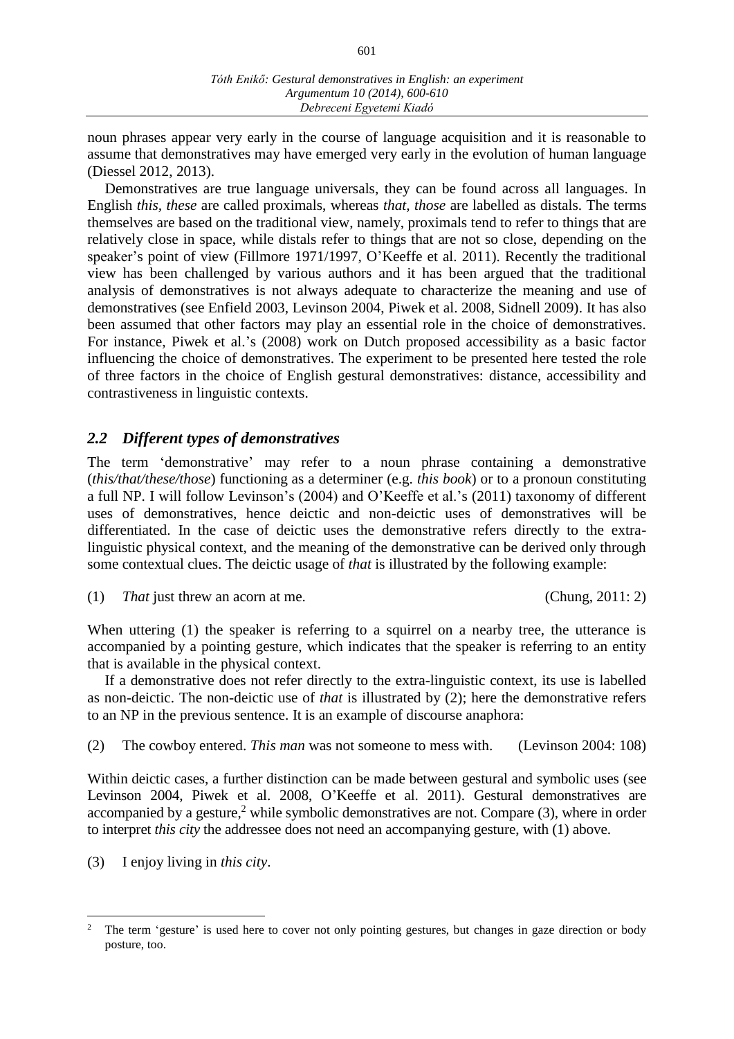noun phrases appear very early in the course of language acquisition and it is reasonable to assume that demonstratives may have emerged very early in the evolution of human language (Diessel 2012, 2013).

Demonstratives are true language universals, they can be found across all languages. In English *this, these* are called proximals, whereas *that, those* are labelled as distals. The terms themselves are based on the traditional view, namely, proximals tend to refer to things that are relatively close in space, while distals refer to things that are not so close, depending on the speaker's point of view (Fillmore 1971/1997, O'Keeffe et al. 2011). Recently the traditional view has been challenged by various authors and it has been argued that the traditional analysis of demonstratives is not always adequate to characterize the meaning and use of demonstratives (see Enfield 2003, Levinson 2004, Piwek et al. 2008, Sidnell 2009). It has also been assumed that other factors may play an essential role in the choice of demonstratives. For instance, Piwek et al.'s (2008) work on Dutch proposed accessibility as a basic factor influencing the choice of demonstratives. The experiment to be presented here tested the role of three factors in the choice of English gestural demonstratives: distance, accessibility and contrastiveness in linguistic contexts.

## *2.2 Different types of demonstratives*

The term 'demonstrative' may refer to a noun phrase containing a demonstrative (*this/that/these/those*) functioning as a determiner (e.g. *this book*) or to a pronoun constituting a full NP. I will follow Levinson's (2004) and O'Keeffe et al.'s (2011) taxonomy of different uses of demonstratives, hence deictic and non-deictic uses of demonstratives will be differentiated. In the case of deictic uses the demonstrative refers directly to the extra-linguistic physical context, and the meaning of the demonstrative can be derived only through some contextual clues. The deictic usage of *that* is illustrated by the following example:

(1) *That* just threw an acorn at me. (Chung, 2011: 2)

When uttering (1) the speaker is referring to a squirrel on a nearby tree, the utterance is accompanied by a pointing gesture, which indicates that the speaker is referring to an entity that is available in the physical context.

If a demonstrative does not refer directly to the extra-linguistic context, its use is labelled as non-deictic. The non-deictic use of *that* is illustrated by (2); here the demonstrative refers to an NP in the previous sentence. It is an example of discourse anaphora:

(2) The cowboy entered. *This man* was not someone to mess with. (Levinson 2004: 108)

Within deictic cases, a further distinction can be made between gestural and symbolic uses (see Levinson 2004, Piwek et al. 2008, O'Keeffe et al. 2011). Gestural demonstratives are accompanied by a gesture,[2] while symbolic demonstratives are not. Compare (3), where in order to interpret *this city* the addressee does not need an accompanying gesture, with (1) above.

(3) I enjoy living in *this city*.

---

[2] The term 'gesture' is used here to cover not only pointing gestures, but changes in gaze direction or body posture, too.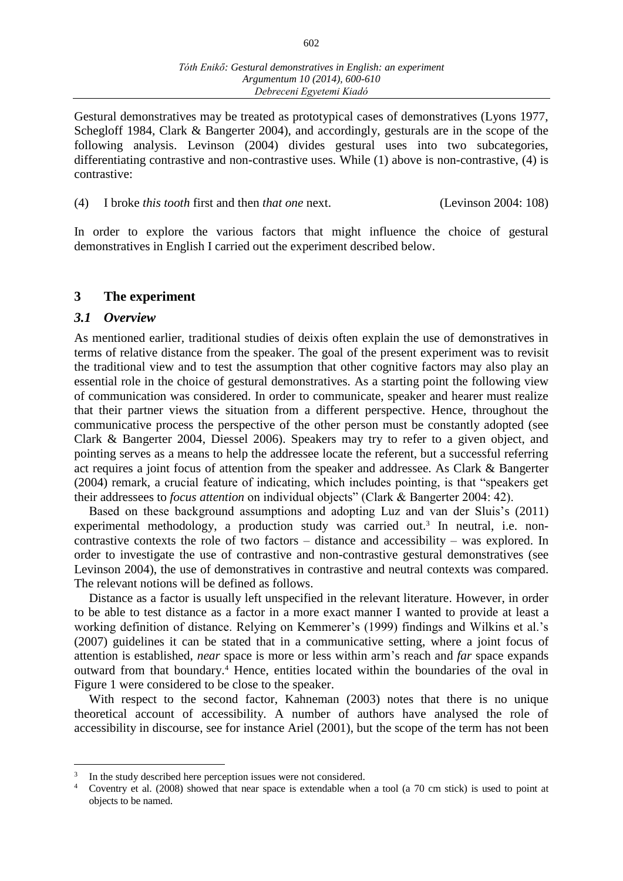Gestural demonstratives may be treated as prototypical cases of demonstratives (Lyons 1977, Schegloff 1984, Clark & Bangerter 2004), and accordingly, gesturals are in the scope of the following analysis. Levinson (2004) divides gestural uses into two subcategories, differentiating contrastive and non-contrastive uses. While (1) above is non-contrastive, (4) is contrastive:

(4) I broke *this tooth* first and then *that one* next. (Levinson 2004: 108)

In order to explore the various factors that might influence the choice of gestural demonstratives in English I carried out the experiment described below.

## 3 The experiment

### *3.1 Overview*

As mentioned earlier, traditional studies of deixis often explain the use of demonstratives in terms of relative distance from the speaker. The goal of the present experiment was to revisit the traditional view and to test the assumption that other cognitive factors may also play an essential role in the choice of gestural demonstratives. As a starting point the following view of communication was considered. In order to communicate, speaker and hearer must realize that their partner views the situation from a different perspective. Hence, throughout the communicative process the perspective of the other person must be constantly adopted (see Clark & Bangerter 2004, Diessel 2006). Speakers may try to refer to a given object, and pointing serves as a means to help the addressee locate the referent, but a successful referring act requires a joint focus of attention from the speaker and addressee. As Clark & Bangerter (2004) remark, a crucial feature of indicating, which includes pointing, is that "speakers get their addressees to *focus attention* on individual objects" (Clark & Bangerter 2004: 42).

Based on these background assumptions and adopting Luz and van der Sluis's (2011) experimental methodology, a production study was carried out.[3] In neutral, i.e. non-contrastive contexts the role of two factors – distance and accessibility – was explored. In order to investigate the use of contrastive and non-contrastive gestural demonstratives (see Levinson 2004), the use of demonstratives in contrastive and neutral contexts was compared. The relevant notions will be defined as follows.

Distance as a factor is usually left unspecified in the relevant literature. However, in order to be able to test distance as a factor in a more exact manner I wanted to provide at least a working definition of distance. Relying on Kemmerer's (1999) findings and Wilkins et al.'s (2007) guidelines it can be stated that in a communicative setting, where a joint focus of attention is established, *near* space is more or less within arm's reach and *far* space expands outward from that boundary.[4] Hence, entities located within the boundaries of the oval in Figure 1 were considered to be close to the speaker.

With respect to the second factor, Kahneman (2003) notes that there is no unique theoretical account of accessibility. A number of authors have analysed the role of accessibility in discourse, see for instance Ariel (2001), but the scope of the term has not been

---

[3] In the study described here perception issues were not considered.

[4] Coventry et al. (2008) showed that near space is extendable when a tool (a 70 cm stick) is used to point at objects to be named.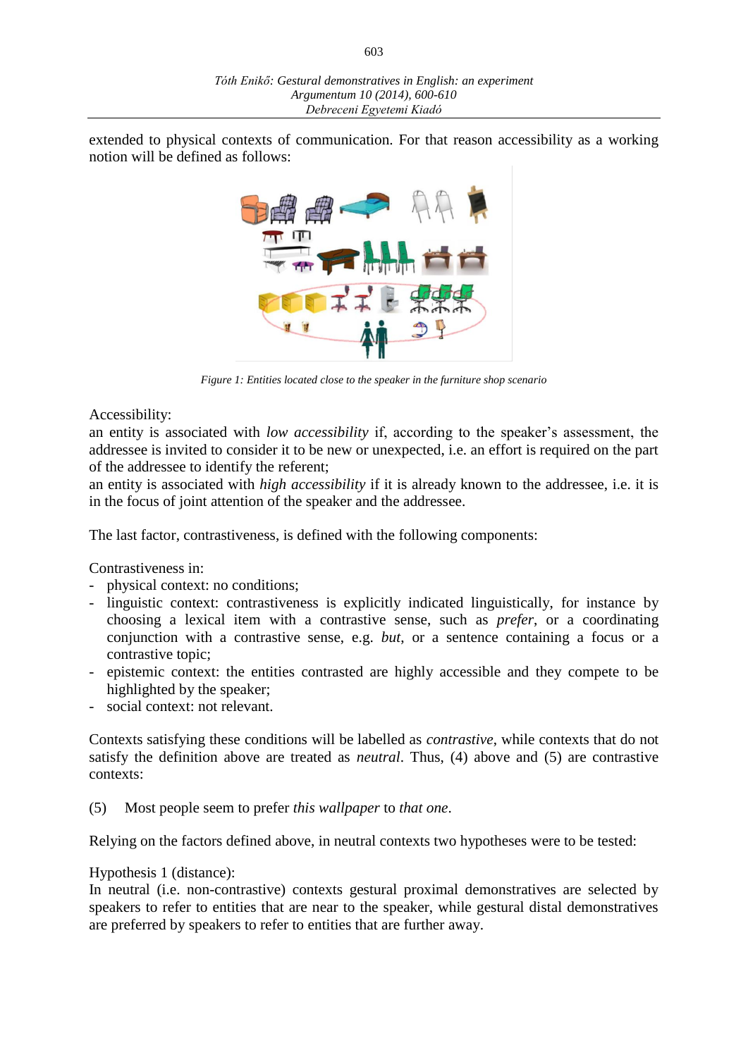extended to physical contexts of communication. For that reason accessibility as a working notion will be defined as follows:

*Figure 1: Entities located close to the speaker in the furniture shop scenario*

Accessibility:
an entity is associated with *low accessibility* if, according to the speaker's assessment, the addressee is invited to consider it to be new or unexpected, i.e. an effort is required on the part of the addressee to identify the referent;
an entity is associated with *high accessibility* if it is already known to the addressee, i.e. it is in the focus of joint attention of the speaker and the addressee.

The last factor, contrastiveness, is defined with the following components:

Contrastiveness in:

- physical context: no conditions;
- linguistic context: contrastiveness is explicitly indicated linguistically, for instance by choosing a lexical item with a contrastive sense, such as *prefer*, or a coordinating conjunction with a contrastive sense, e.g. *but*, or a sentence containing a focus or a contrastive topic;
- epistemic context: the entities contrasted are highly accessible and they compete to be highlighted by the speaker;
- social context: not relevant.

Contexts satisfying these conditions will be labelled as *contrastive*, while contexts that do not satisfy the definition above are treated as *neutral*. Thus, (4) above and (5) are contrastive contexts:

(5) Most people seem to prefer *this wallpaper* to *that one*.

Relying on the factors defined above, in neutral contexts two hypotheses were to be tested:

Hypothesis 1 (distance):
In neutral (i.e. non-contrastive) contexts gestural proximal demonstratives are selected by speakers to refer to entities that are near to the speaker, while gestural distal demonstratives are preferred by speakers to refer to entities that are further away.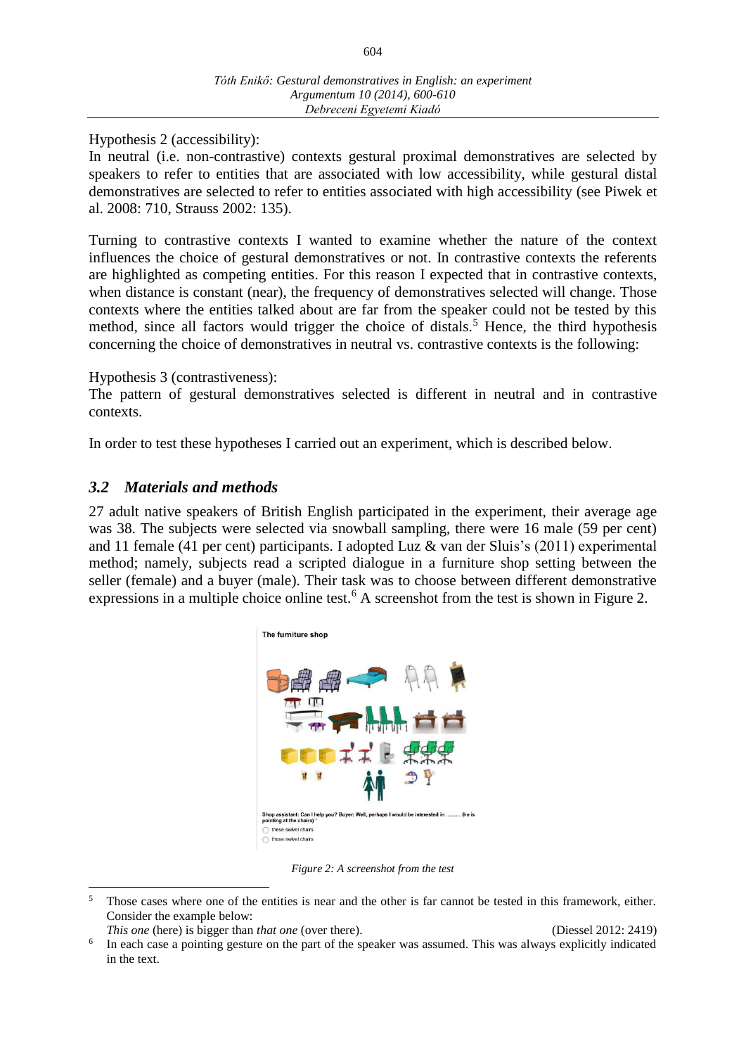Hypothesis 2 (accessibility):
In neutral (i.e. non-contrastive) contexts gestural proximal demonstratives are selected by speakers to refer to entities that are associated with low accessibility, while gestural distal demonstratives are selected to refer to entities associated with high accessibility (see Piwek et al. 2008: 710, Strauss 2002: 135).

Turning to contrastive contexts I wanted to examine whether the nature of the context influences the choice of gestural demonstratives or not. In contrastive contexts the referents are highlighted as competing entities. For this reason I expected that in contrastive contexts, when distance is constant (near), the frequency of demonstratives selected will change. Those contexts where the entities talked about are far from the speaker could not be tested by this method, since all factors would trigger the choice of distals.[5] Hence, the third hypothesis concerning the choice of demonstratives in neutral vs. contrastive contexts is the following:

Hypothesis 3 (contrastiveness):
The pattern of gestural demonstratives selected is different in neutral and in contrastive contexts.

In order to test these hypotheses I carried out an experiment, which is described below.

### *3.2 Materials and methods*

27 adult native speakers of British English participated in the experiment, their average age was 38. The subjects were selected via snowball sampling, there were 16 male (59 per cent) and 11 female (41 per cent) participants. I adopted Luz & van der Sluis's (2011) experimental method; namely, subjects read a scripted dialogue in a furniture shop setting between the seller (female) and a buyer (male). Their task was to choose between different demonstrative expressions in a multiple choice online test.[6] A screenshot from the test is shown in Figure 2.

The furniture shop

Shop assistant: Can I help you? Buyer: Well, perhaps I would be interested in ......... (he is pointing at the chairs) *

- these swivel chairs
- those swivel chairs

*Figure 2: A screenshot from the test*

---

[5] Those cases where one of the entities is near and the other is far cannot be tested in this framework, either. Consider the example below:
*This one* (here) is bigger than *that one* (over there). (Diessel 2012: 2419)

[6] In each case a pointing gesture on the part of the speaker was assumed. This was always explicitly indicated in the text.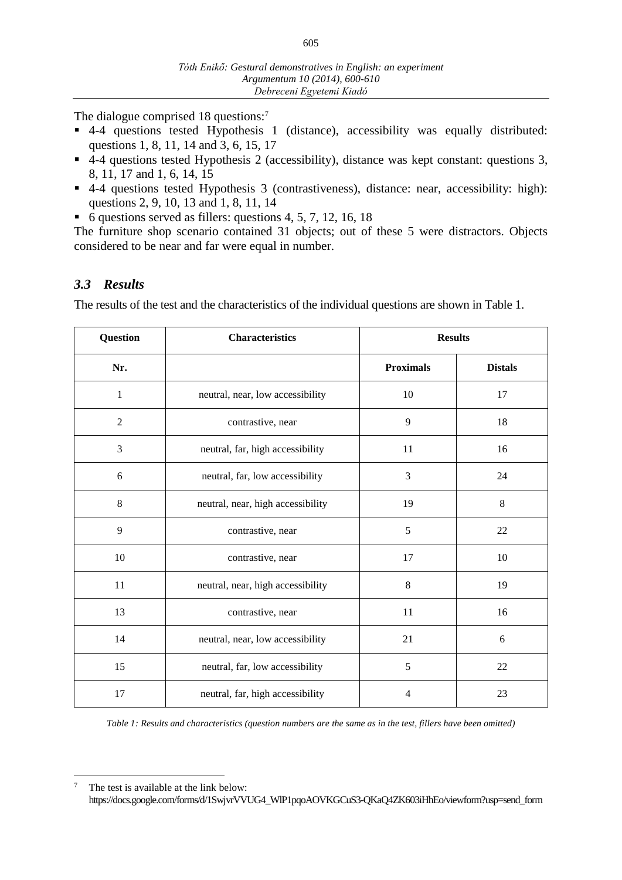The dialogue comprised 18 questions:[7]

- 4-4 questions tested Hypothesis 1 (distance), accessibility was equally distributed: questions 1, 8, 11, 14 and 3, 6, 15, 17
- 4-4 questions tested Hypothesis 2 (accessibility), distance was kept constant: questions 3, 8, 11, 17 and 1, 6, 14, 15
- 4-4 questions tested Hypothesis 3 (contrastiveness), distance: near, accessibility: high): questions 2, 9, 10, 13 and 1, 8, 11, 14
- 6 questions served as fillers: questions 4, 5, 7, 12, 16, 18

The furniture shop scenario contained 31 objects; out of these 5 were distractors. Objects considered to be near and far were equal in number.

### *3.3 Results*

The results of the test and the characteristics of the individual questions are shown in Table 1.

| Question | Characteristics | Results | |
|---|---|---|---|
| Nr. | | Proximals | Distals |
| 1 | neutral, near, low accessibility | 10 | 17 |
| 2 | contrastive, near | 9 | 18 |
| 3 | neutral, far, high accessibility | 11 | 16 |
| 6 | neutral, far, low accessibility | 3 | 24 |
| 8 | neutral, near, high accessibility | 19 | 8 |
| 9 | contrastive, near | 5 | 22 |
| 10 | contrastive, near | 17 | 10 |
| 11 | neutral, near, high accessibility | 8 | 19 |
| 13 | contrastive, near | 11 | 16 |
| 14 | neutral, near, low accessibility | 21 | 6 |
| 15 | neutral, far, low accessibility | 5 | 22 |
| 17 | neutral, far, high accessibility | 4 | 23 |

*Table 1: Results and characteristics (question numbers are the same as in the test, fillers have been omitted)*

[7] The test is available at the link below:
https://docs.google.com/forms/d/1SwjvrVVUG4_WlP1pqoAOVKGCuS3-QKaQ4ZK603iHhEo/viewform?usp=send_form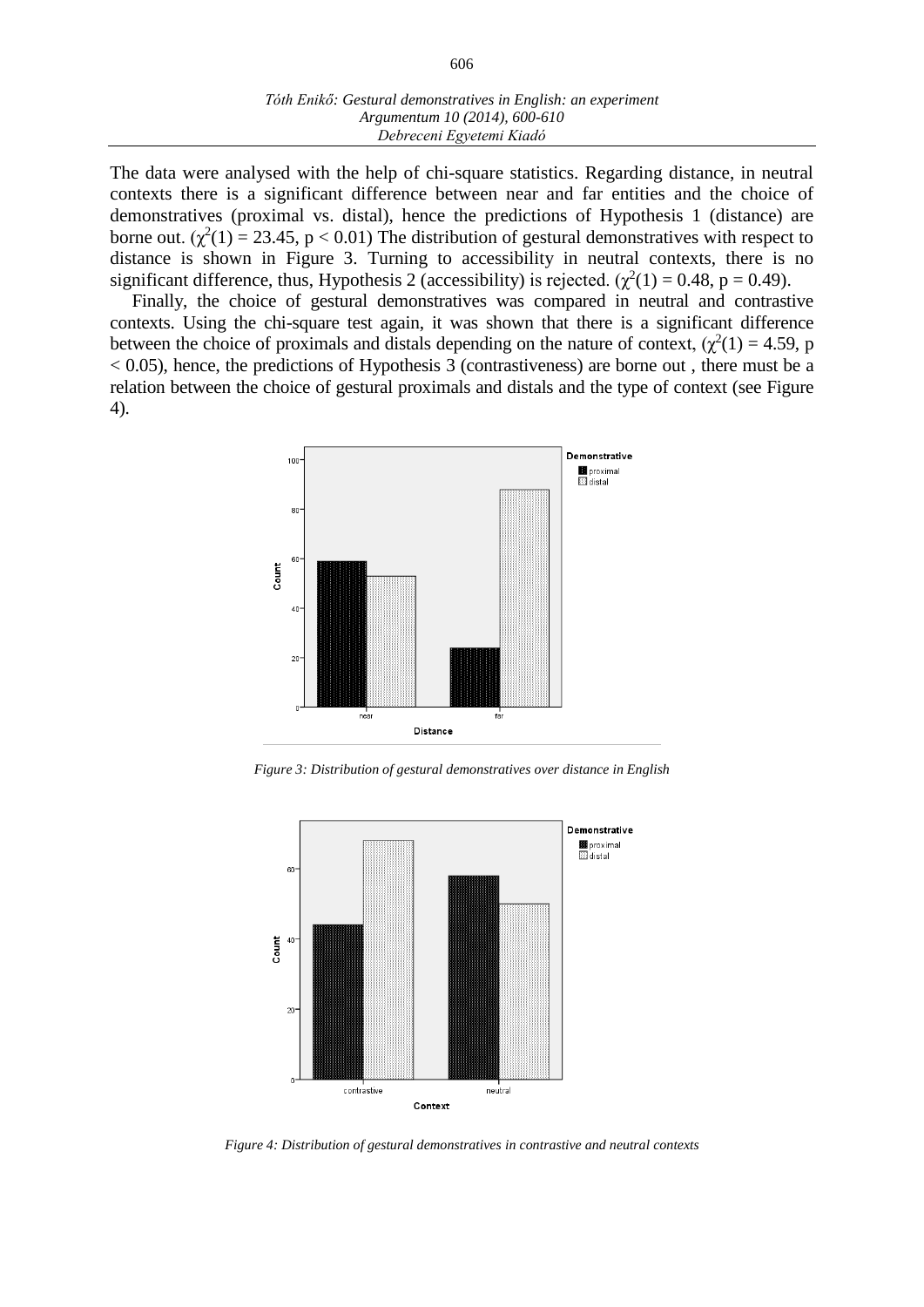The data were analysed with the help of chi-square statistics. Regarding distance, in neutral contexts there is a significant difference between near and far entities and the choice of demonstratives (proximal vs. distal), hence the predictions of Hypothesis 1 (distance) are borne out. ($\chi^2(1) = 23.45$, $p < 0.01$) The distribution of gestural demonstratives with respect to distance is shown in Figure 3. Turning to accessibility in neutral contexts, there is no significant difference, thus, Hypothesis 2 (accessibility) is rejected. ($\chi^2(1) = 0.48$, $p = 0.49$).

Finally, the choice of gestural demonstratives was compared in neutral and contrastive contexts. Using the chi-square test again, it was shown that there is a significant difference between the choice of proximals and distals depending on the nature of context, ($\chi^2(1) = 4.59$, $p < 0.05$), hence, the predictions of Hypothesis 3 (contrastiveness) are borne out , there must be a relation between the choice of gestural proximals and distals and the type of context (see Figure 4).

*Figure 3: Distribution of gestural demonstratives over distance in English*

*Figure 4: Distribution of gestural demonstratives in contrastive and neutral contexts*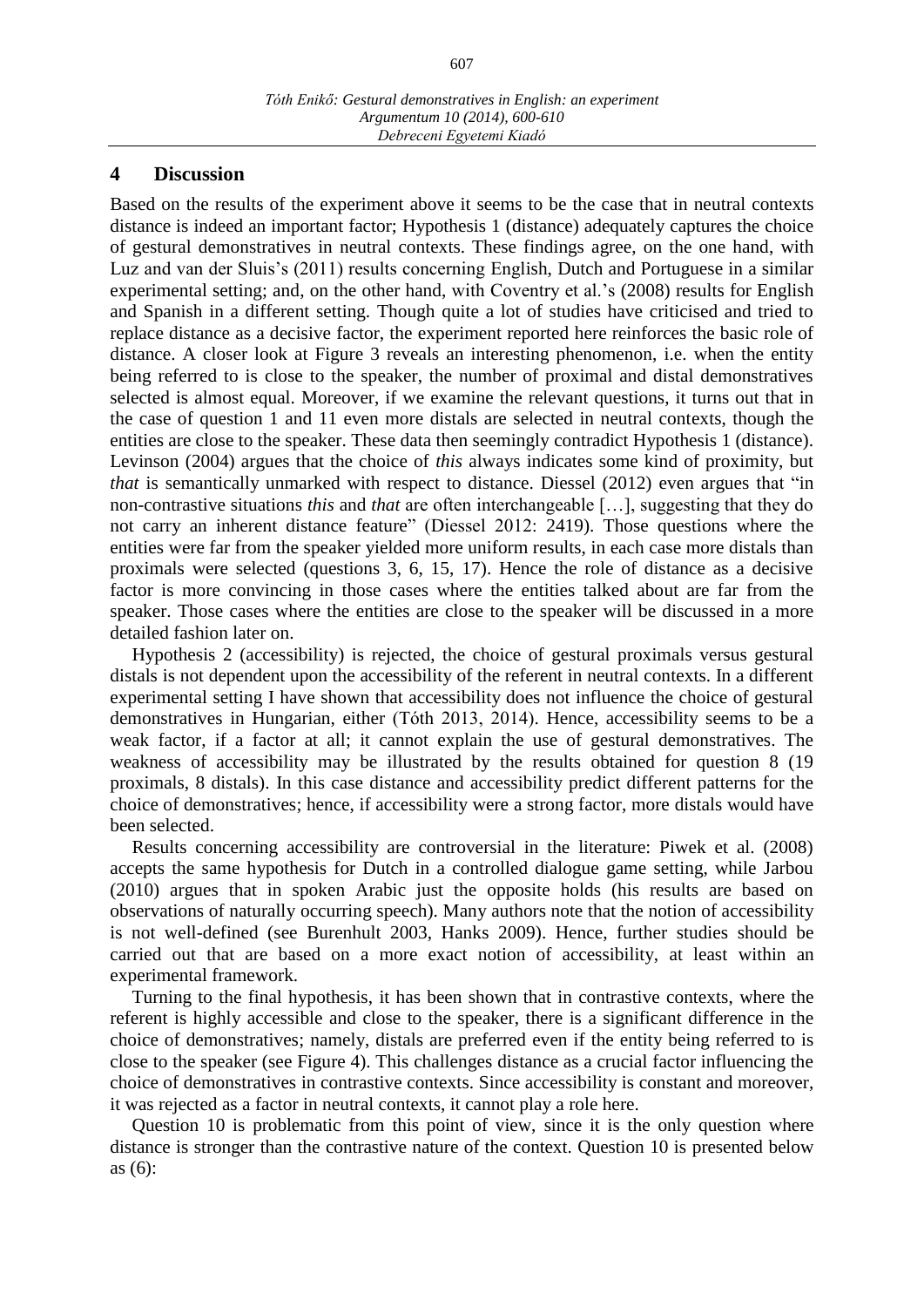## 4 Discussion

Based on the results of the experiment above it seems to be the case that in neutral contexts distance is indeed an important factor; Hypothesis 1 (distance) adequately captures the choice of gestural demonstratives in neutral contexts. These findings agree, on the one hand, with Luz and van der Sluis's (2011) results concerning English, Dutch and Portuguese in a similar experimental setting; and, on the other hand, with Coventry et al.'s (2008) results for English and Spanish in a different setting. Though quite a lot of studies have criticised and tried to replace distance as a decisive factor, the experiment reported here reinforces the basic role of distance. A closer look at Figure 3 reveals an interesting phenomenon, i.e. when the entity being referred to is close to the speaker, the number of proximal and distal demonstratives selected is almost equal. Moreover, if we examine the relevant questions, it turns out that in the case of question 1 and 11 even more distals are selected in neutral contexts, though the entities are close to the speaker. These data then seemingly contradict Hypothesis 1 (distance). Levinson (2004) argues that the choice of *this* always indicates some kind of proximity, but *that* is semantically unmarked with respect to distance. Diessel (2012) even argues that "in non-contrastive situations *this* and *that* are often interchangeable […], suggesting that they do not carry an inherent distance feature" (Diessel 2012: 2419). Those questions where the entities were far from the speaker yielded more uniform results, in each case more distals than proximals were selected (questions 3, 6, 15, 17). Hence the role of distance as a decisive factor is more convincing in those cases where the entities talked about are far from the speaker. Those cases where the entities are close to the speaker will be discussed in a more detailed fashion later on.

Hypothesis 2 (accessibility) is rejected, the choice of gestural proximals versus gestural distals is not dependent upon the accessibility of the referent in neutral contexts. In a different experimental setting I have shown that accessibility does not influence the choice of gestural demonstratives in Hungarian, either (Tóth 2013, 2014). Hence, accessibility seems to be a weak factor, if a factor at all; it cannot explain the use of gestural demonstratives. The weakness of accessibility may be illustrated by the results obtained for question 8 (19 proximals, 8 distals). In this case distance and accessibility predict different patterns for the choice of demonstratives; hence, if accessibility were a strong factor, more distals would have been selected.

Results concerning accessibility are controversial in the literature: Piwek et al. (2008) accepts the same hypothesis for Dutch in a controlled dialogue game setting, while Jarbou (2010) argues that in spoken Arabic just the opposite holds (his results are based on observations of naturally occurring speech). Many authors note that the notion of accessibility is not well-defined (see Burenhult 2003, Hanks 2009). Hence, further studies should be carried out that are based on a more exact notion of accessibility, at least within an experimental framework.

Turning to the final hypothesis, it has been shown that in contrastive contexts, where the referent is highly accessible and close to the speaker, there is a significant difference in the choice of demonstratives; namely, distals are preferred even if the entity being referred to is close to the speaker (see Figure 4). This challenges distance as a crucial factor influencing the choice of demonstratives in contrastive contexts. Since accessibility is constant and moreover, it was rejected as a factor in neutral contexts, it cannot play a role here.

Question 10 is problematic from this point of view, since it is the only question where distance is stronger than the contrastive nature of the context. Question 10 is presented below as (6):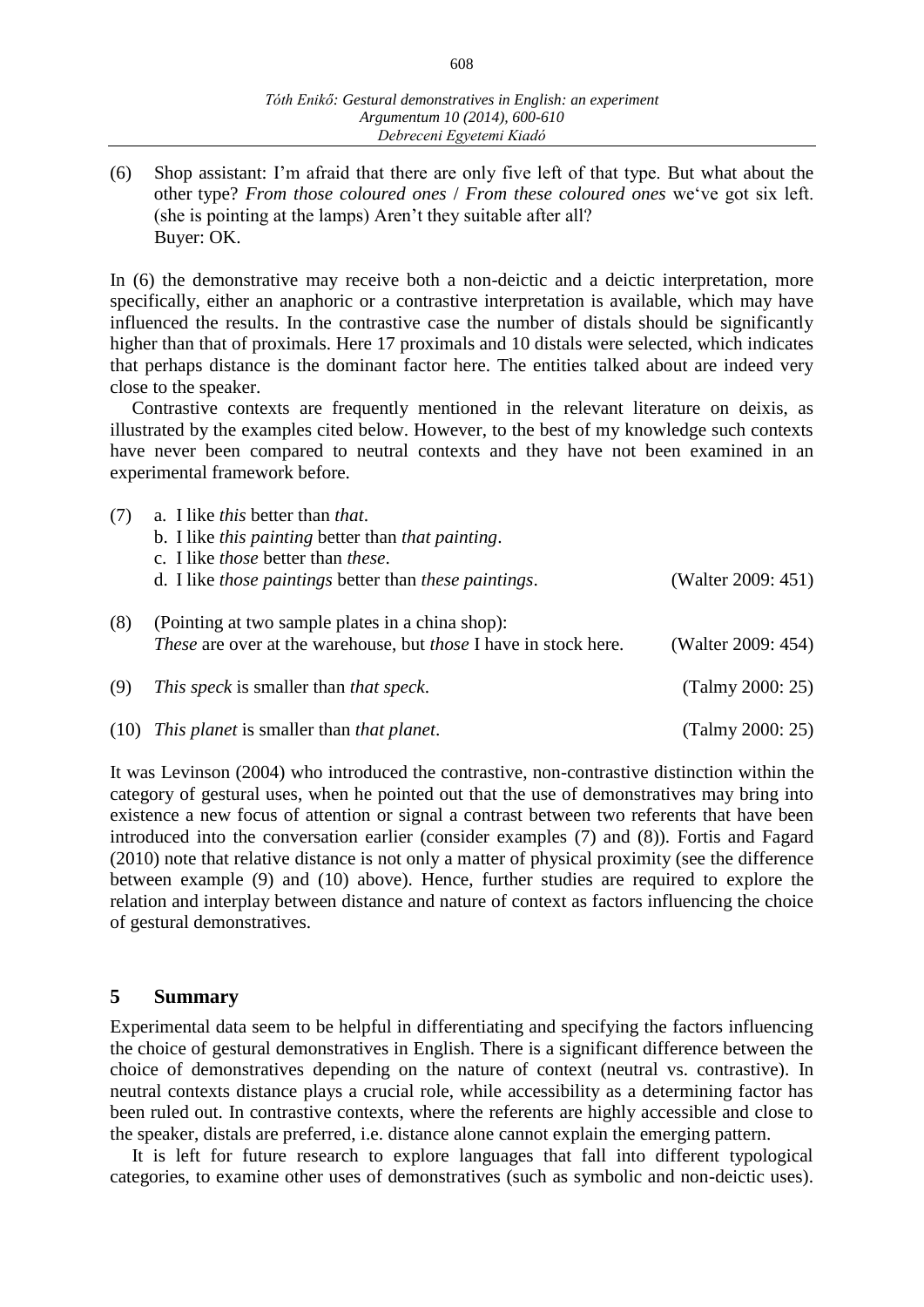(6) Shop assistant: I'm afraid that there are only five left of that type. But what about the other type? *From those coloured ones* / *From these coloured ones* we've got six left. (she is pointing at the lamps) Aren't they suitable after all?
Buyer: OK.

In (6) the demonstrative may receive both a non-deictic and a deictic interpretation, more specifically, either an anaphoric or a contrastive interpretation is available, which may have influenced the results. In the contrastive case the number of distals should be significantly higher than that of proximals. Here 17 proximals and 10 distals were selected, which indicates that perhaps distance is the dominant factor here. The entities talked about are indeed very close to the speaker.

Contrastive contexts are frequently mentioned in the relevant literature on deixis, as illustrated by the examples cited below. However, to the best of my knowledge such contexts have never been compared to neutral contexts and they have not been examined in an experimental framework before.

(7) a. I like *this* better than *that*.
b. I like *this painting* better than *that painting*.
c. I like *those* better than *these*.
d. I like *those paintings* better than *these paintings*. (Walter 2009: 451)

(8) (Pointing at two sample plates in a china shop):
*These* are over at the warehouse, but *those* I have in stock here. (Walter 2009: 454)

(9) *This speck* is smaller than *that speck*. (Talmy 2000: 25)

(10) *This planet* is smaller than *that planet*. (Talmy 2000: 25)

It was Levinson (2004) who introduced the contrastive, non-contrastive distinction within the category of gestural uses, when he pointed out that the use of demonstratives may bring into existence a new focus of attention or signal a contrast between two referents that have been introduced into the conversation earlier (consider examples (7) and (8)). Fortis and Fagard (2010) note that relative distance is not only a matter of physical proximity (see the difference between example (9) and (10) above). Hence, further studies are required to explore the relation and interplay between distance and nature of context as factors influencing the choice of gestural demonstratives.

## 5 Summary

Experimental data seem to be helpful in differentiating and specifying the factors influencing the choice of gestural demonstratives in English. There is a significant difference between the choice of demonstratives depending on the nature of context (neutral vs. contrastive). In neutral contexts distance plays a crucial role, while accessibility as a determining factor has been ruled out. In contrastive contexts, where the referents are highly accessible and close to the speaker, distals are preferred, i.e. distance alone cannot explain the emerging pattern.

It is left for future research to explore languages that fall into different typological categories, to examine other uses of demonstratives (such as symbolic and non-deictic uses).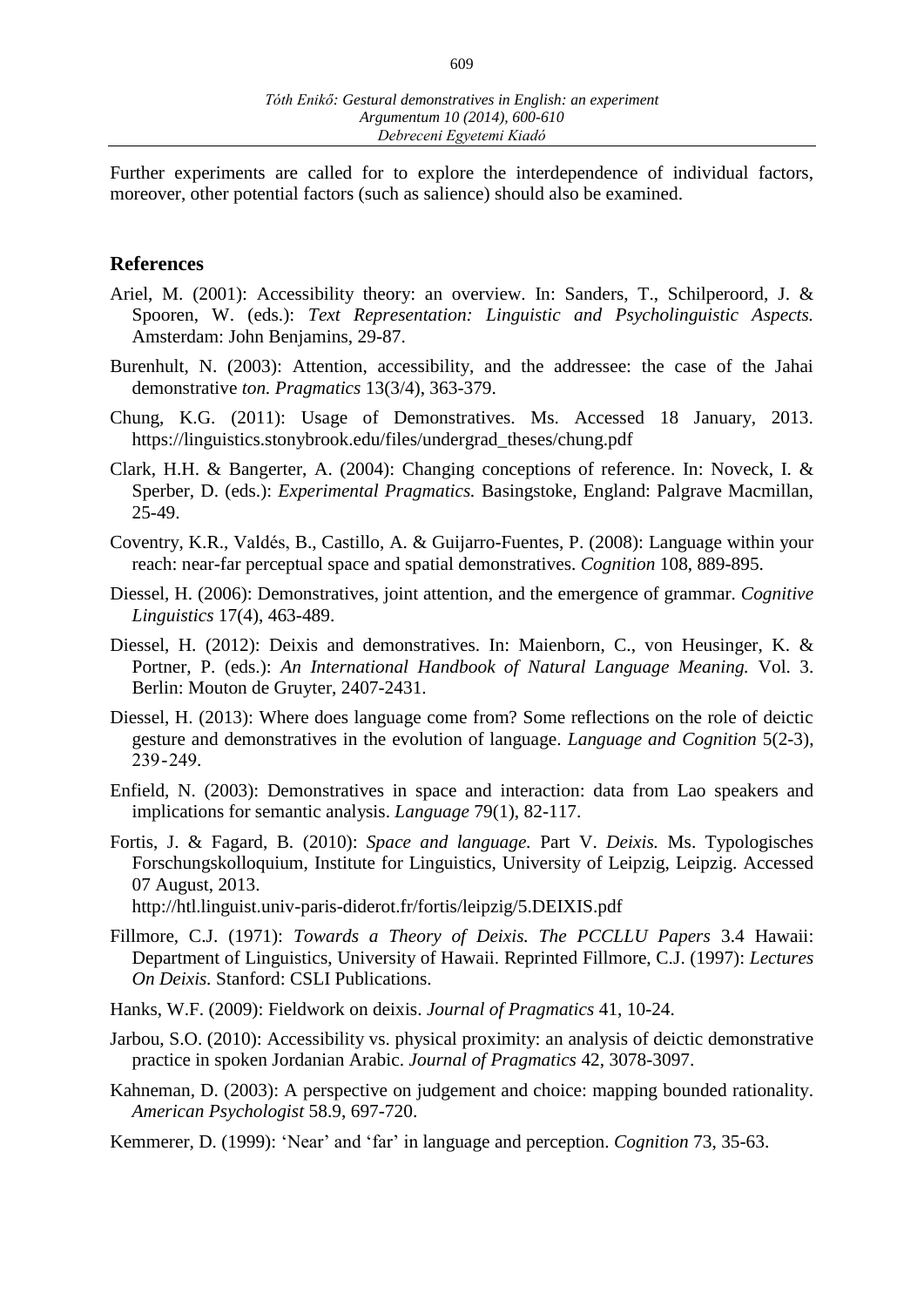Further experiments are called for to explore the interdependence of individual factors, moreover, other potential factors (such as salience) should also be examined.

## References

Ariel, M. (2001): Accessibility theory: an overview. In: Sanders, T., Schilperoord, J. & Spooren, W. (eds.): *Text Representation: Linguistic and Psycholinguistic Aspects.* Amsterdam: John Benjamins, 29-87.

Burenhult, N. (2003): Attention, accessibility, and the addressee: the case of the Jahai demonstrative *ton. Pragmatics* 13(3/4), 363-379.

Chung, K.G. (2011): Usage of Demonstratives. Ms. Accessed 18 January, 2013. https://linguistics.stonybrook.edu/files/undergrad_theses/chung.pdf

Clark, H.H. & Bangerter, A. (2004): Changing conceptions of reference. In: Noveck, I. & Sperber, D. (eds.): *Experimental Pragmatics.* Basingstoke, England: Palgrave Macmillan, 25-49.

Coventry, K.R., Valdés, B., Castillo, A. & Guijarro-Fuentes, P. (2008): Language within your reach: near-far perceptual space and spatial demonstratives. *Cognition* 108, 889-895.

Diessel, H. (2006): Demonstratives, joint attention, and the emergence of grammar. *Cognitive Linguistics* 17(4), 463-489.

Diessel, H. (2012): Deixis and demonstratives. In: Maienborn, C., von Heusinger, K. & Portner, P. (eds.): *An International Handbook of Natural Language Meaning.* Vol. 3. Berlin: Mouton de Gruyter, 2407-2431.

Diessel, H. (2013): Where does language come from? Some reflections on the role of deictic gesture and demonstratives in the evolution of language. *Language and Cognition* 5(2-3), 239-249.

Enfield, N. (2003): Demonstratives in space and interaction: data from Lao speakers and implications for semantic analysis. *Language* 79(1), 82-117.

Fortis, J. & Fagard, B. (2010): *Space and language.* Part V. *Deixis.* Ms. Typologisches Forschungskolloquium, Institute for Linguistics, University of Leipzig, Leipzig. Accessed 07 August, 2013. http://htl.linguist.univ-paris-diderot.fr/fortis/leipzig/5.DEIXIS.pdf

Fillmore, C.J. (1971): *Towards a Theory of Deixis. The PCCLLU Papers* 3.4 Hawaii: Department of Linguistics, University of Hawaii. Reprinted Fillmore, C.J. (1997): *Lectures On Deixis.* Stanford: CSLI Publications.

Hanks, W.F. (2009): Fieldwork on deixis. *Journal of Pragmatics* 41, 10-24.

Jarbou, S.O. (2010): Accessibility vs. physical proximity: an analysis of deictic demonstrative practice in spoken Jordanian Arabic. *Journal of Pragmatics* 42, 3078-3097.

Kahneman, D. (2003): A perspective on judgement and choice: mapping bounded rationality. *American Psychologist* 58.9, 697-720.

Kemmerer, D. (1999): 'Near' and 'far' in language and perception. *Cognition* 73, 35-63.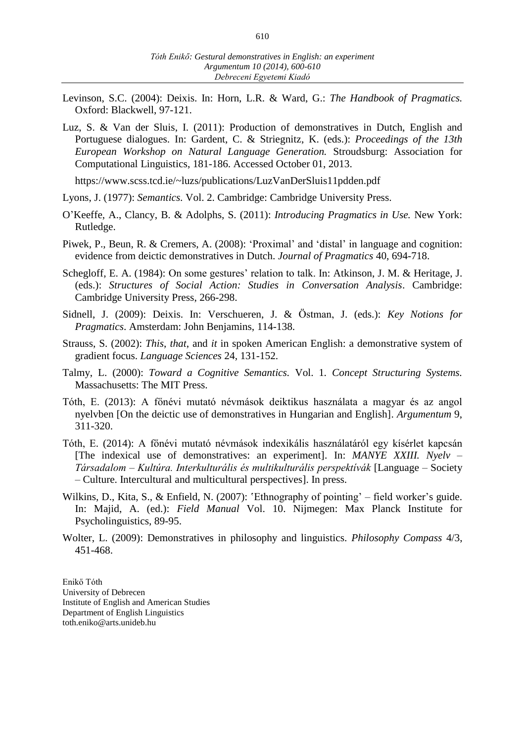Levinson, S.C. (2004): Deixis. In: Horn, L.R. & Ward, G.: *The Handbook of Pragmatics.* Oxford: Blackwell, 97-121.

Luz, S. & Van der Sluis, I. (2011): Production of demonstratives in Dutch, English and Portuguese dialogues. In: Gardent, C. & Striegnitz, K. (eds.): *Proceedings of the 13th European Workshop on Natural Language Generation.* Stroudsburg: Association for Computational Linguistics, 181-186. Accessed October 01, 2013.

https://www.scss.tcd.ie/~luzs/publications/LuzVanDerSluis11pdden.pdf

Lyons, J. (1977): *Semantics*. Vol. 2. Cambridge: Cambridge University Press.

O'Keeffe, A., Clancy, B. & Adolphs, S. (2011): *Introducing Pragmatics in Use.* New York: Rutledge.

Piwek, P., Beun, R. & Cremers, A. (2008): 'Proximal' and 'distal' in language and cognition: evidence from deictic demonstratives in Dutch. *Journal of Pragmatics* 40, 694-718.

Schegloff, E. A. (1984): On some gestures' relation to talk. In: Atkinson, J. M. & Heritage, J. (eds.): *Structures of Social Action: Studies in Conversation Analysis*. Cambridge: Cambridge University Press, 266-298.

Sidnell, J. (2009): Deixis. In: Verschueren, J. & Östman, J. (eds.): *Key Notions for Pragmatics*. Amsterdam: John Benjamins, 114-138.

Strauss, S. (2002): *This*, *that*, and *it* in spoken American English: a demonstrative system of gradient focus. *Language Sciences* 24, 131-152.

Talmy, L. (2000): *Toward a Cognitive Semantics.* Vol. 1. *Concept Structuring Systems.* Massachusetts: The MIT Press.

Tóth, E. (2013): A főnévi mutató névmások deiktikus használata a magyar és az angol nyelvben [On the deictic use of demonstratives in Hungarian and English]. *Argumentum* 9, 311-320.

Tóth, E. (2014): A főnévi mutató névmások indexikális használatáról egy kísérlet kapcsán [The indexical use of demonstratives: an experiment]. In: *MANYE XXIII. Nyelv – Társadalom – Kultúra. Interkulturális és multikulturális perspektívák* [Language – Society – Culture. Intercultural and multicultural perspectives]. In press.

Wilkins, D., Kita, S., & Enfield, N. (2007): 'Ethnography of pointing' – field worker's guide. In: Majid, A. (ed.): *Field Manual* Vol. 10. Nijmegen: Max Planck Institute for Psycholinguistics, 89-95.

Wolter, L. (2009): Demonstratives in philosophy and linguistics. *Philosophy Compass* 4/3, 451-468.

Enikő Tóth
University of Debrecen
Institute of English and American Studies
Department of English Linguistics
toth.eniko@arts.unideb.hu